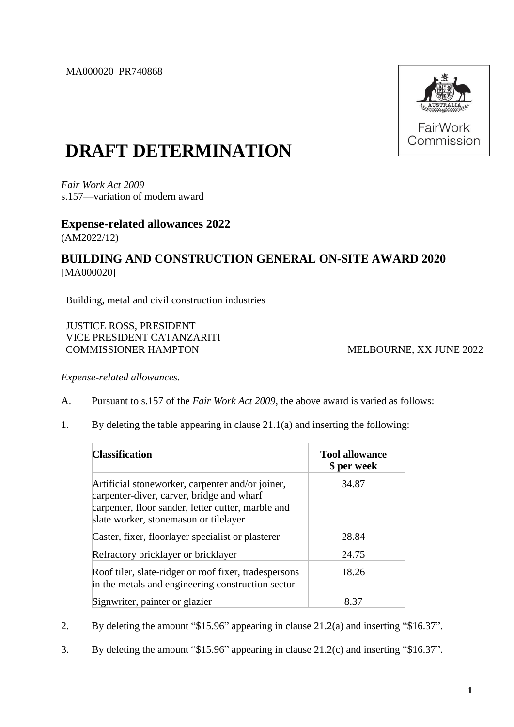MA000020 PR740868

FairWork Commission

# DRAFT DETERMINATION

*Fair Work Act 2009*
s.157—variation of modern award

## Expense-related allowances 2022
(AM2022/12)

## BUILDING AND CONSTRUCTION GENERAL ON-SITE AWARD 2020
[MA000020]

Building, metal and civil construction industries

JUSTICE ROSS, PRESIDENT
VICE PRESIDENT CATANZARITI
COMMISSIONER HAMPTON MELBOURNE, XX JUNE 2022

*Expense-related allowances.*

A. Pursuant to s.157 of the *Fair Work Act 2009*, the above award is varied as follows:

1. By deleting the table appearing in clause 21.1(a) and inserting the following:

| Classification | Tool allowance $ per week |
|---|---|
| Artificial stoneworker, carpenter and/or joiner, carpenter-diver, carver, bridge and wharf carpenter, floor sander, letter cutter, marble and slate worker, stonemason or tilelayer | 34.87 |
| Caster, fixer, floorlayer specialist or plasterer | 28.84 |
| Refractory bricklayer or bricklayer | 24.75 |
| Roof tiler, slate-ridger or roof fixer, tradespersons in the metals and engineering construction sector | 18.26 |
| Signwriter, painter or glazier | 8.37 |

2. By deleting the amount "$15.96" appearing in clause 21.2(a) and inserting "$16.37".

3. By deleting the amount "$15.96" appearing in clause 21.2(c) and inserting "$16.37".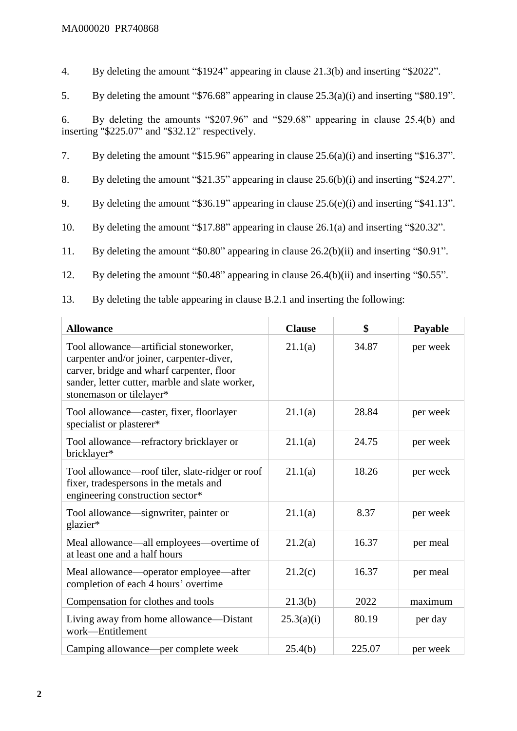4. By deleting the amount "$1924" appearing in clause 21.3(b) and inserting "$2022".

5. By deleting the amount "$76.68" appearing in clause 25.3(a)(i) and inserting "$80.19".

6. By deleting the amounts "$207.96" and "$29.68" appearing in clause 25.4(b) and inserting "$225.07" and "$32.12" respectively.

7. By deleting the amount "$15.96" appearing in clause 25.6(a)(i) and inserting "$16.37".

8. By deleting the amount "$21.35" appearing in clause 25.6(b)(i) and inserting "$24.27".

9. By deleting the amount "$36.19" appearing in clause 25.6(e)(i) and inserting "$41.13".

10. By deleting the amount "$17.88" appearing in clause 26.1(a) and inserting "$20.32".

11. By deleting the amount "$0.80" appearing in clause 26.2(b)(ii) and inserting "$0.91".

12. By deleting the amount "$0.48" appearing in clause 26.4(b)(ii) and inserting "$0.55".

13. By deleting the table appearing in clause B.2.1 and inserting the following:

| **Allowance** | **Clause** | **$** | **Payable** |
|---|---|---|---|
| Tool allowance—artificial stoneworker, carpenter and/or joiner, carpenter-diver, carver, bridge and wharf carpenter, floor sander, letter cutter, marble and slate worker, stonemason or tilelayer* | 21.1(a) | 34.87 | per week |
| Tool allowance—caster, fixer, floorlayer specialist or plasterer* | 21.1(a) | 28.84 | per week |
| Tool allowance—refractory bricklayer or bricklayer* | 21.1(a) | 24.75 | per week |
| Tool allowance—roof tiler, slate-ridger or roof fixer, tradespersons in the metals and engineering construction sector* | 21.1(a) | 18.26 | per week |
| Tool allowance—signwriter, painter or glazier* | 21.1(a) | 8.37 | per week |
| Meal allowance—all employees—overtime of at least one and a half hours | 21.2(a) | 16.37 | per meal |
| Meal allowance—operator employee—after completion of each 4 hours' overtime | 21.2(c) | 16.37 | per meal |
| Compensation for clothes and tools | 21.3(b) | 2022 | maximum |
| Living away from home allowance—Distant work—Entitlement | 25.3(a)(i) | 80.19 | per day |
| Camping allowance—per complete week | 25.4(b) | 225.07 | per week |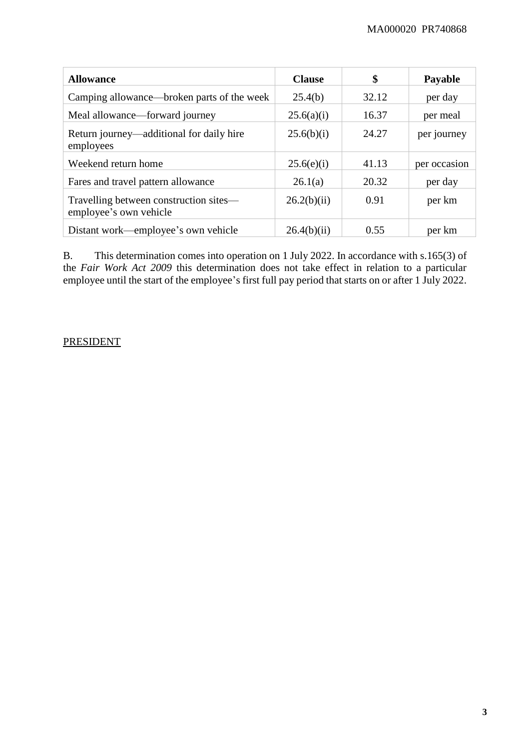| Allowance | Clause | $ | Payable |
|---|---|---|---|
| Camping allowance—broken parts of the week | 25.4(b) | 32.12 | per day |
| Meal allowance—forward journey | 25.6(a)(i) | 16.37 | per meal |
| Return journey—additional for daily hire employees | 25.6(b)(i) | 24.27 | per journey |
| Weekend return home | 25.6(e)(i) | 41.13 | per occasion |
| Fares and travel pattern allowance | 26.1(a) | 20.32 | per day |
| Travelling between construction sites—employee's own vehicle | 26.2(b)(ii) | 0.91 | per km |
| Distant work—employee's own vehicle | 26.4(b)(ii) | 0.55 | per km |

B. This determination comes into operation on 1 July 2022. In accordance with s.165(3) of the *Fair Work Act 2009* this determination does not take effect in relation to a particular employee until the start of the employee's first full pay period that starts on or after 1 July 2022.

PRESIDENT